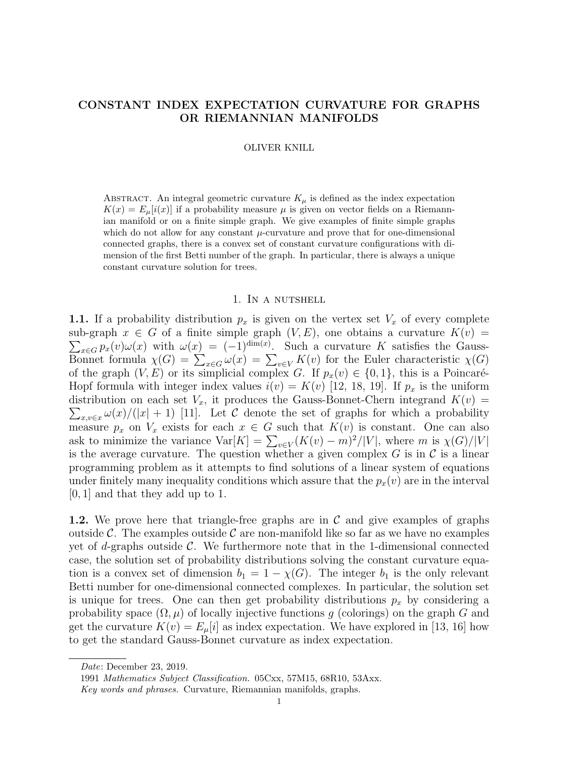# CONSTANT INDEX EXPECTATION CURVATURE FOR GRAPHS OR RIEMANNIAN MANIFOLDS

OLIVER KNILL

Abstract. An integral geometric curvature $K_\mu$ is defined as the index expectation $K(x) = E_\mu[i(x)]$ if a probability measure $\mu$ is given on vector fields on a Riemannian manifold or on a finite simple graph. We give examples of finite simple graphs which do not allow for any constant $\mu$-curvature and prove that for one-dimensional connected graphs, there is a convex set of constant curvature configurations with dimension of the first Betti number of the graph. In particular, there is always a unique constant curvature solution for trees.

## 1. In a nutshell

**1.1.** If a probability distribution $p_x$ is given on the vertex set $V_x$ of every complete sub-graph $x \in G$ of a finite simple graph $(V, E)$, one obtains a curvature $K(v) = \sum_{x \in G} p_x(v)\omega(x)$ with $\omega(x) = (-1)^{\dim(x)}$. Such a curvature $K$ satisfies the Gauss-Bonnet formula $\chi(G) = \sum_{x \in G} \omega(x) = \sum_{v \in V} K(v)$ for the Euler characteristic $\chi(G)$ of the graph $(V, E)$ or its simplicial complex $G$. If $p_x(v) \in \{0, 1\}$, this is a Poincaré-Hopf formula with integer index values $i(v) = K(v)$ [12, 18, 19]. If $p_x$ is the uniform distribution on each set $V_x$, it produces the Gauss-Bonnet-Chern integrand $K(v) = \sum_{x, v \in x} \omega(x)/(|x| + 1)$ [11]. Let $\mathcal{C}$ denote the set of graphs for which a probability measure $p_x$ on $V_x$ exists for each $x \in G$ such that $K(v)$ is constant. One can also ask to minimize the variance $\mathrm{Var}[K] = \sum_{v \in V}(K(v) - m)^2/|V|$, where $m$ is $\chi(G)/|V|$ is the average curvature. The question whether a given complex $G$ is in $\mathcal{C}$ is a linear programming problem as it attempts to find solutions of a linear system of equations under finitely many inequality conditions which assure that the $p_x(v)$ are in the interval $[0, 1]$ and that they add up to 1.

**1.2.** We prove here that triangle-free graphs are in $\mathcal{C}$ and give examples of graphs outside $\mathcal{C}$. The examples outside $\mathcal{C}$ are non-manifold like so far as we have no examples yet of $d$-graphs outside $\mathcal{C}$. We furthermore note that in the 1-dimensional connected case, the solution set of probability distributions solving the constant curvature equation is a convex set of dimension $b_1 = 1 - \chi(G)$. The integer $b_1$ is the only relevant Betti number for one-dimensional connected complexes. In particular, the solution set is unique for trees. One can then get probability distributions $p_x$ by considering a probability space $(\Omega, \mu)$ of locally injective functions $g$ (colorings) on the graph $G$ and get the curvature $K(v) = E_\mu[i]$ as index expectation. We have explored in [13, 16] how to get the standard Gauss-Bonnet curvature as index expectation.

---

*Date*: December 23, 2019.

1991 *Mathematics Subject Classification.* 05Cxx, 57M15, 68R10, 53Axx.

*Key words and phrases.* Curvature, Riemannian manifolds, graphs.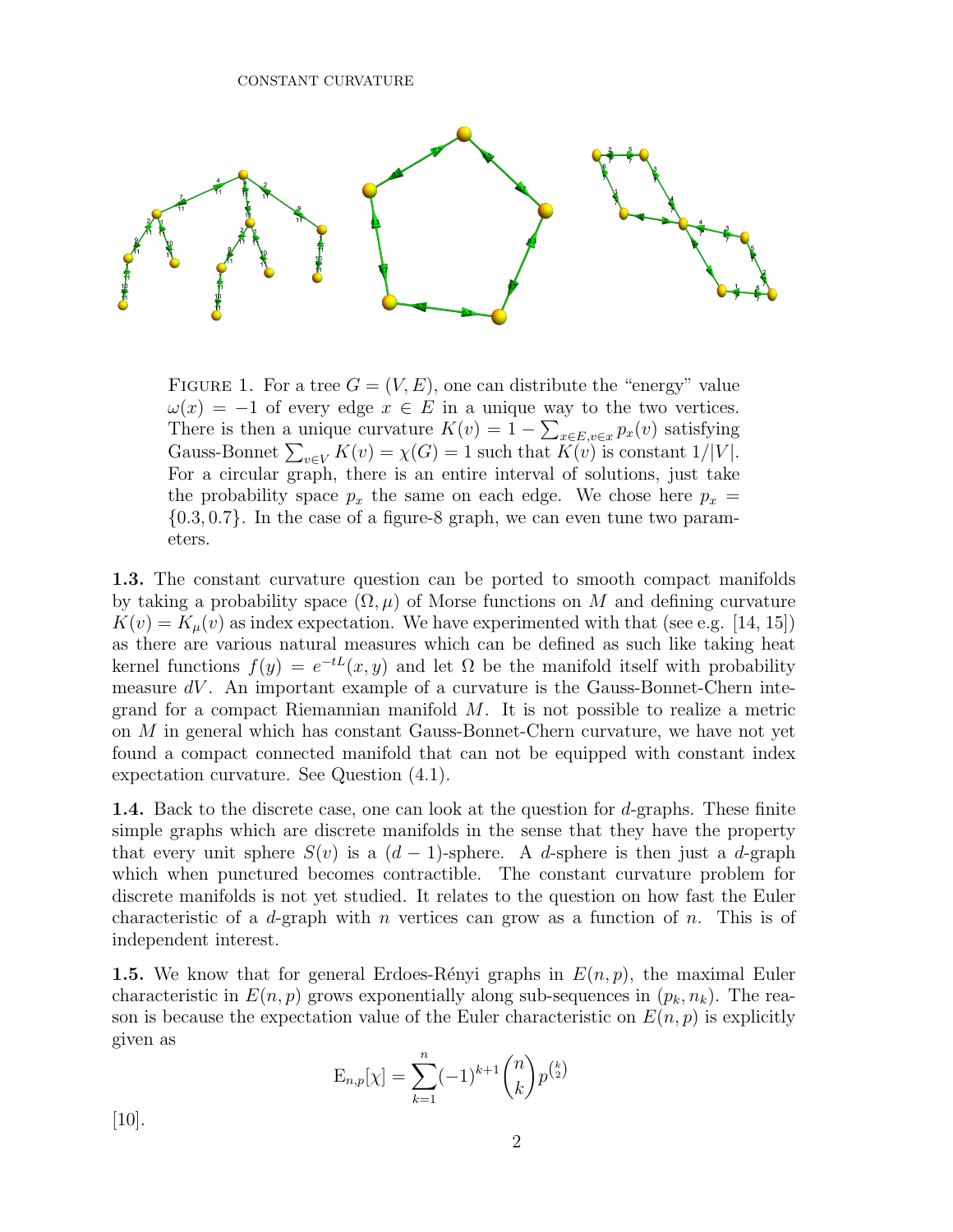FIGURE 1. For a tree $G = (V, E)$, one can distribute the "energy" value $\omega(x) = -1$ of every edge $x \in E$ in a unique way to the two vertices. There is then a unique curvature $K(v) = 1 - \sum_{x \in E, v \in x} p_x(v)$ satisfying Gauss-Bonnet $\sum_{v \in V} K(v) = \chi(G) = 1$ such that $K(v)$ is constant $1/|V|$. For a circular graph, there is an entire interval of solutions, just take the probability space $p_x$ the same on each edge. We chose here $p_x = \{0.3, 0.7\}$. In the case of a figure-8 graph, we can even tune two parameters.

**1.3.** The constant curvature question can be ported to smooth compact manifolds by taking a probability space $(\Omega, \mu)$ of Morse functions on $M$ and defining curvature $K(v) = K_\mu(v)$ as index expectation. We have experimented with that (see e.g. [14, 15]) as there are various natural measures which can be defined as such like taking heat kernel functions $f(y) = e^{-tL}(x, y)$ and let $\Omega$ be the manifold itself with probability measure $dV$. An important example of a curvature is the Gauss-Bonnet-Chern integrand for a compact Riemannian manifold $M$. It is not possible to realize a metric on $M$ in general which has constant Gauss-Bonnet-Chern curvature, we have not yet found a compact connected manifold that can not be equipped with constant index expectation curvature. See Question (4.1).

**1.4.** Back to the discrete case, one can look at the question for $d$-graphs. These finite simple graphs which are discrete manifolds in the sense that they have the property that every unit sphere $S(v)$ is a $(d-1)$-sphere. A $d$-sphere is then just a $d$-graph which when punctured becomes contractible. The constant curvature problem for discrete manifolds is not yet studied. It relates to the question on how fast the Euler characteristic of a $d$-graph with $n$ vertices can grow as a function of $n$. This is of independent interest.

**1.5.** We know that for general Erdoes-Rényi graphs in $E(n, p)$, the maximal Euler characteristic in $E(n, p)$ grows exponentially along sub-sequences in $(p_k, n_k)$. The reason is because the expectation value of the Euler characteristic on $E(n, p)$ is explicitly given as

$$\mathrm{E}_{n,p}[\chi] = \sum_{k=1}^{n} (-1)^{k+1} \binom{n}{k} p^{\binom{k}{2}}$$

[10].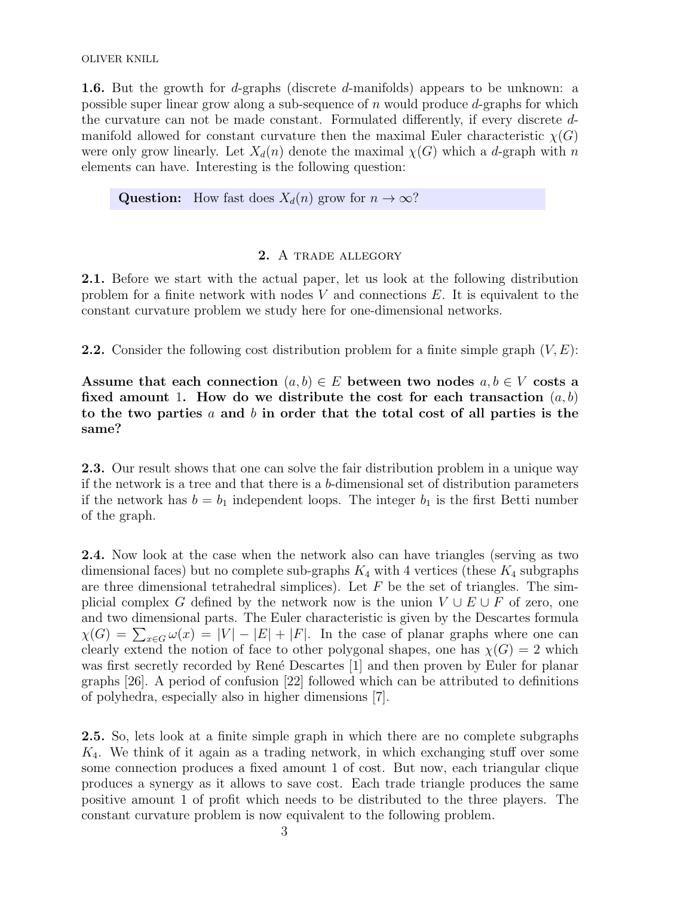**1.6.** But the growth for $d$-graphs (discrete $d$-manifolds) appears to be unknown: a possible super linear grow along a sub-sequence of $n$ would produce $d$-graphs for which the curvature can not be made constant. Formulated differently, if every discrete $d$-manifold allowed for constant curvature then the maximal Euler characteristic $\chi(G)$ were only grow linearly. Let $X_d(n)$ denote the maximal $\chi(G)$ which a $d$-graph with $n$ elements can have. Interesting is the following question:

> **Question:** How fast does $X_d(n)$ grow for $n \to \infty$?

## 2. A trade allegory

**2.1.** Before we start with the actual paper, let us look at the following distribution problem for a finite network with nodes $V$ and connections $E$. It is equivalent to the constant curvature problem we study here for one-dimensional networks.

**2.2.** Consider the following cost distribution problem for a finite simple graph $(V, E)$:

**Assume that each connection $(a, b) \in E$ between two nodes $a, b \in V$ costs a fixed amount 1. How do we distribute the cost for each transaction $(a, b)$ to the two parties $a$ and $b$ in order that the total cost of all parties is the same?**

**2.3.** Our result shows that one can solve the fair distribution problem in a unique way if the network is a tree and that there is a $b$-dimensional set of distribution parameters if the network has $b = b_1$ independent loops. The integer $b_1$ is the first Betti number of the graph.

**2.4.** Now look at the case when the network also can have triangles (serving as two dimensional faces) but no complete sub-graphs $K_4$ with 4 vertices (these $K_4$ subgraphs are three dimensional tetrahedral simplices). Let $F$ be the set of triangles. The simplicial complex $G$ defined by the network now is the union $V \cup E \cup F$ of zero, one and two dimensional parts. The Euler characteristic is given by the Descartes formula $\chi(G) = \sum_{x \in G} \omega(x) = |V| - |E| + |F|$. In the case of planar graphs where one can clearly extend the notion of face to other polygonal shapes, one has $\chi(G) = 2$ which was first secretly recorded by René Descartes [1] and then proven by Euler for planar graphs [26]. A period of confusion [22] followed which can be attributed to definitions of polyhedra, especially also in higher dimensions [7].

**2.5.** So, lets look at a finite simple graph in which there are no complete subgraphs $K_4$. We think of it again as a trading network, in which exchanging stuff over some some connection produces a fixed amount 1 of cost. But now, each triangular clique produces a synergy as it allows to save cost. Each trade triangle produces the same positive amount 1 of profit which needs to be distributed to the three players. The constant curvature problem is now equivalent to the following problem.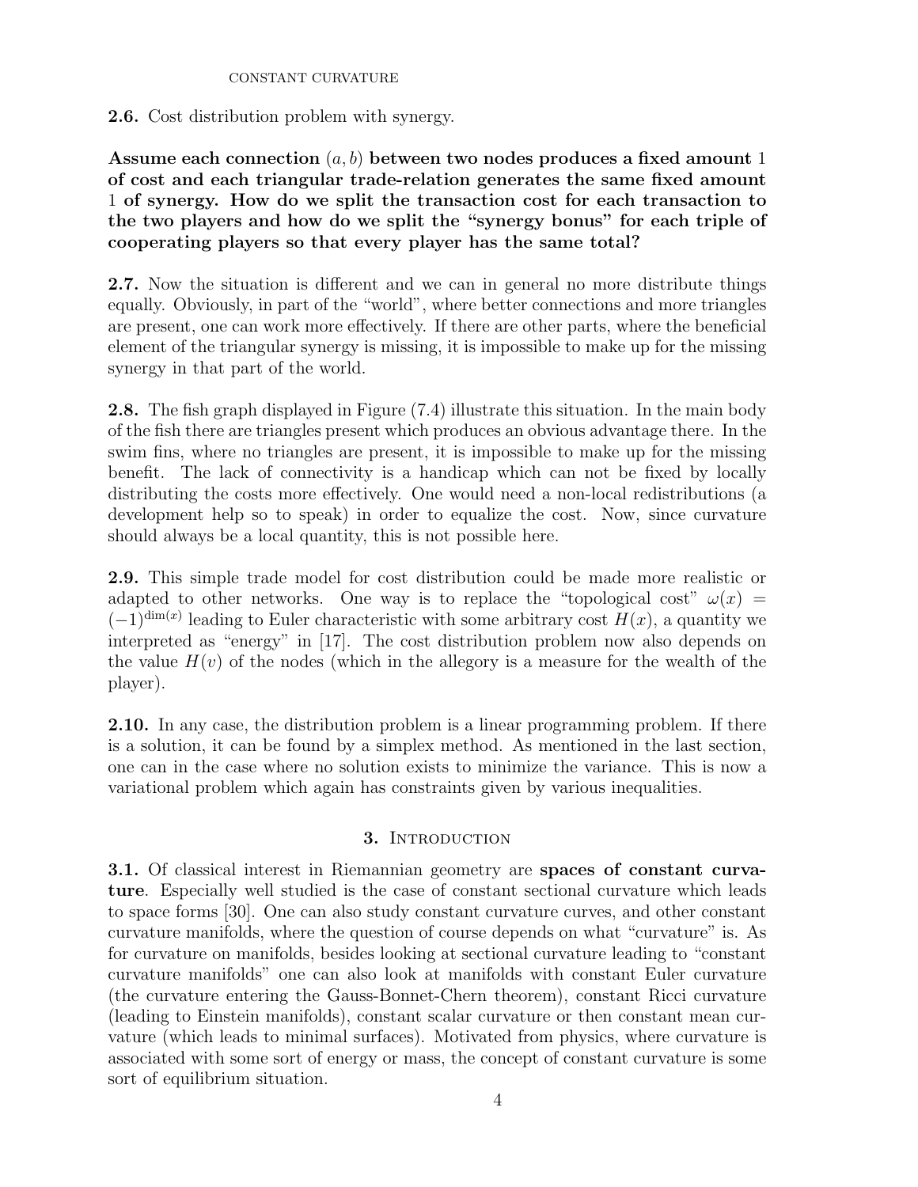**2.6.** Cost distribution problem with synergy.

**Assume each connection $(a, b)$ between two nodes produces a fixed amount 1 of cost and each triangular trade-relation generates the same fixed amount 1 of synergy. How do we split the transaction cost for each transaction to the two players and how do we split the "synergy bonus" for each triple of cooperating players so that every player has the same total?**

**2.7.** Now the situation is different and we can in general no more distribute things equally. Obviously, in part of the "world", where better connections and more triangles are present, one can work more effectively. If there are other parts, where the beneficial element of the triangular synergy is missing, it is impossible to make up for the missing synergy in that part of the world.

**2.8.** The fish graph displayed in Figure (7.4) illustrate this situation. In the main body of the fish there are triangles present which produces an obvious advantage there. In the swim fins, where no triangles are present, it is impossible to make up for the missing benefit. The lack of connectivity is a handicap which can not be fixed by locally distributing the costs more effectively. One would need a non-local redistributions (a development help so to speak) in order to equalize the cost. Now, since curvature should always be a local quantity, this is not possible here.

**2.9.** This simple trade model for cost distribution could be made more realistic or adapted to other networks. One way is to replace the "topological cost" $\omega(x) = (-1)^{\dim(x)}$ leading to Euler characteristic with some arbitrary cost $H(x)$, a quantity we interpreted as "energy" in [17]. The cost distribution problem now also depends on the value $H(v)$ of the nodes (which in the allegory is a measure for the wealth of the player).

**2.10.** In any case, the distribution problem is a linear programming problem. If there is a solution, it can be found by a simplex method. As mentioned in the last section, one can in the case where no solution exists to minimize the variance. This is now a variational problem which again has constraints given by various inequalities.

## 3. Introduction

**3.1.** Of classical interest in Riemannian geometry are **spaces of constant curvature**. Especially well studied is the case of constant sectional curvature which leads to space forms [30]. One can also study constant curvature curves, and other constant curvature manifolds, where the question of course depends on what "curvature" is. As for curvature on manifolds, besides looking at sectional curvature leading to "constant curvature manifolds" one can also look at manifolds with constant Euler curvature (the curvature entering the Gauss-Bonnet-Chern theorem), constant Ricci curvature (leading to Einstein manifolds), constant scalar curvature or then constant mean curvature (which leads to minimal surfaces). Motivated from physics, where curvature is associated with some sort of energy or mass, the concept of constant curvature is some sort of equilibrium situation.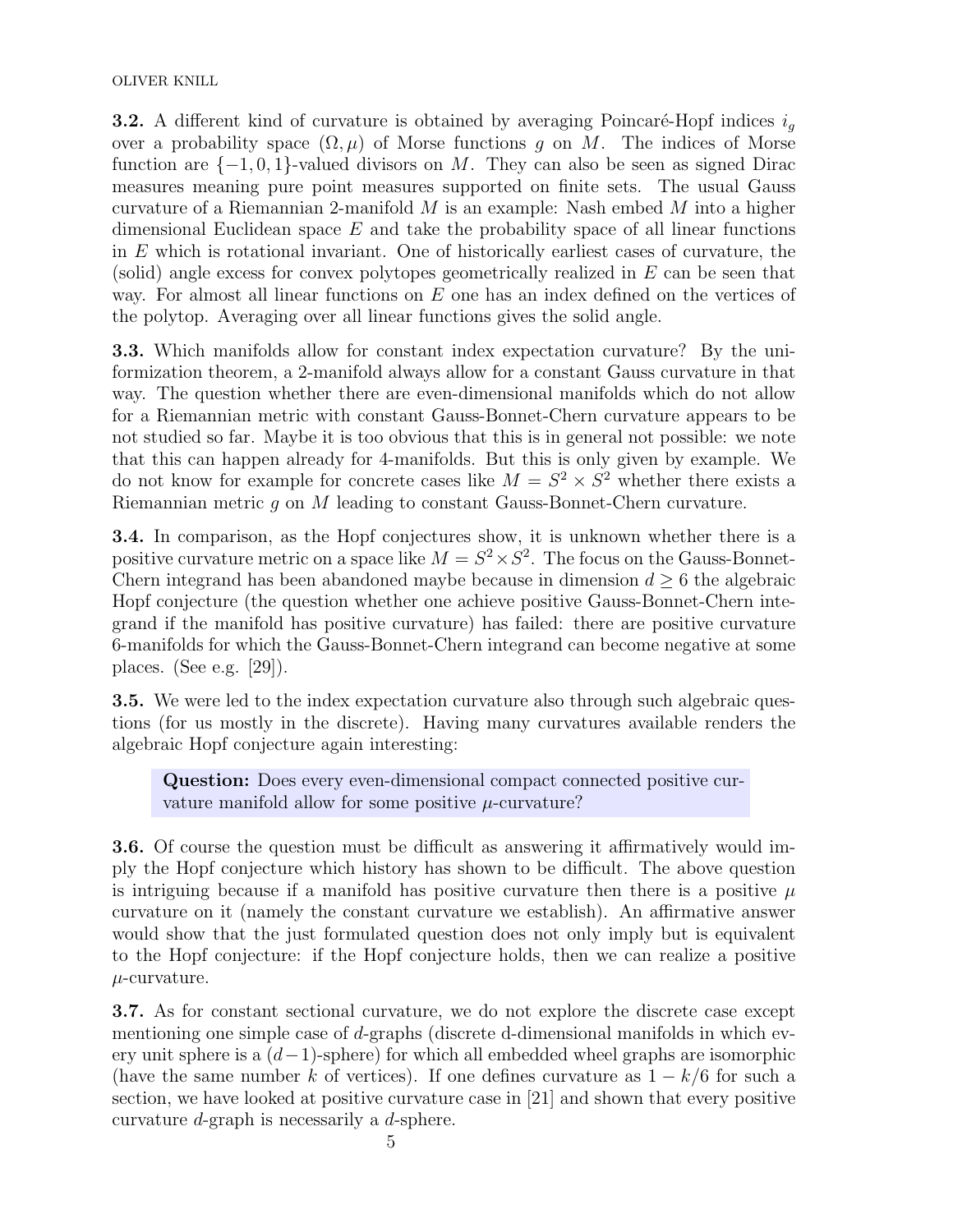**3.2.** A different kind of curvature is obtained by averaging Poincaré-Hopf indices $i_g$ over a probability space $(\Omega, \mu)$ of Morse functions $g$ on $M$. The indices of Morse function are $\{-1, 0, 1\}$-valued divisors on $M$. They can also be seen as signed Dirac measures meaning pure point measures supported on finite sets. The usual Gauss curvature of a Riemannian 2-manifold $M$ is an example: Nash embed $M$ into a higher dimensional Euclidean space $E$ and take the probability space of all linear functions in $E$ which is rotational invariant. One of historically earliest cases of curvature, the (solid) angle excess for convex polytopes geometrically realized in $E$ can be seen that way. For almost all linear functions on $E$ one has an index defined on the vertices of the polytop. Averaging over all linear functions gives the solid angle.

**3.3.** Which manifolds allow for constant index expectation curvature? By the uniformization theorem, a 2-manifold always allow for a constant Gauss curvature in that way. The question whether there are even-dimensional manifolds which do not allow for a Riemannian metric with constant Gauss-Bonnet-Chern curvature appears to be not studied so far. Maybe it is too obvious that this is in general not possible: we note that this can happen already for 4-manifolds. But this is only given by example. We do not know for example for concrete cases like $M = S^2 \times S^2$ whether there exists a Riemannian metric $g$ on $M$ leading to constant Gauss-Bonnet-Chern curvature.

**3.4.** In comparison, as the Hopf conjectures show, it is unknown whether there is a positive curvature metric on a space like $M = S^2 \times S^2$. The focus on the Gauss-Bonnet-Chern integrand has been abandoned maybe because in dimension $d \geq 6$ the algebraic Hopf conjecture (the question whether one achieve positive Gauss-Bonnet-Chern integrand if the manifold has positive curvature) has failed: there are positive curvature 6-manifolds for which the Gauss-Bonnet-Chern integrand can become negative at some places. (See e.g. [29]).

**3.5.** We were led to the index expectation curvature also through such algebraic questions (for us mostly in the discrete). Having many curvatures available renders the algebraic Hopf conjecture again interesting:

> **Question:** Does every even-dimensional compact connected positive curvature manifold allow for some positive $\mu$-curvature?

**3.6.** Of course the question must be difficult as answering it affirmatively would imply the Hopf conjecture which history has shown to be difficult. The above question is intriguing because if a manifold has positive curvature then there is a positive $\mu$ curvature on it (namely the constant curvature we establish). An affirmative answer would show that the just formulated question does not only imply but is equivalent to the Hopf conjecture: if the Hopf conjecture holds, then we can realize a positive $\mu$-curvature.

**3.7.** As for constant sectional curvature, we do not explore the discrete case except mentioning one simple case of $d$-graphs (discrete d-dimensional manifolds in which every unit sphere is a $(d-1)$-sphere) for which all embedded wheel graphs are isomorphic (have the same number $k$ of vertices). If one defines curvature as $1 - k/6$ for such a section, we have looked at positive curvature case in [21] and shown that every positive curvature $d$-graph is necessarily a $d$-sphere.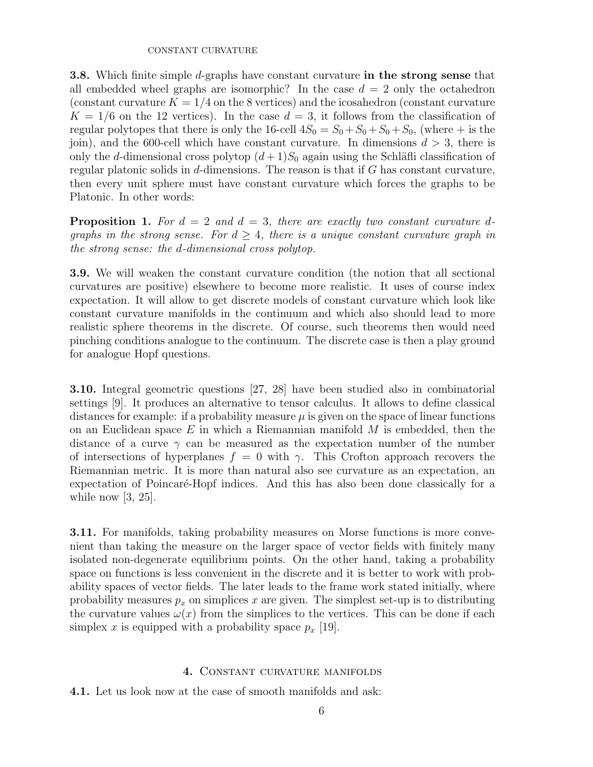**3.8.** Which finite simple $d$-graphs have constant curvature **in the strong sense** that all embedded wheel graphs are isomorphic? In the case $d = 2$ only the octahedron (constant curvature $K = 1/4$ on the 8 vertices) and the icosahedron (constant curvature $K = 1/6$ on the 12 vertices). In the case $d = 3$, it follows from the classification of regular polytopes that there is only the 16-cell $4S_0 = S_0 + S_0 + S_0 + S_0$, (where + is the join), and the 600-cell which have constant curvature. In dimensions $d > 3$, there is only the $d$-dimensional cross polytop $(d+1)S_0$ again using the Schläfli classification of regular platonic solids in $d$-dimensions. The reason is that if $G$ has constant curvature, then every unit sphere must have constant curvature which forces the graphs to be Platonic. In other words:

**Proposition 1.** *For $d = 2$ and $d = 3$, there are exactly two constant curvature $d$-graphs in the strong sense. For $d \geq 4$, there is a unique constant curvature graph in the strong sense: the $d$-dimensional cross polytop.*

**3.9.** We will weaken the constant curvature condition (the notion that all sectional curvatures are positive) elsewhere to become more realistic. It uses of course index expectation. It will allow to get discrete models of constant curvature which look like constant curvature manifolds in the continuum and which also should lead to more realistic sphere theorems in the discrete. Of course, such theorems then would need pinching conditions analogue to the continuum. The discrete case is then a play ground for analogue Hopf questions.

**3.10.** Integral geometric questions [27, 28] have been studied also in combinatorial settings [9]. It produces an alternative to tensor calculus. It allows to define classical distances for example: if a probability measure $\mu$ is given on the space of linear functions on an Euclidean space $E$ in which a Riemannian manifold $M$ is embedded, then the distance of a curve $\gamma$ can be measured as the expectation number of the number of intersections of hyperplanes $f = 0$ with $\gamma$. This Crofton approach recovers the Riemannian metric. It is more than natural also see curvature as an expectation, an expectation of Poincaré-Hopf indices. And this has also been done classically for a while now [3, 25].

**3.11.** For manifolds, taking probability measures on Morse functions is more convenient than taking the measure on the larger space of vector fields with finitely many isolated non-degenerate equilibrium points. On the other hand, taking a probability space on functions is less convenient in the discrete and it is better to work with probability spaces of vector fields. The later leads to the frame work stated initially, where probability measures $p_x$ on simplices $x$ are given. The simplest set-up is to distributing the curvature values $\omega(x)$ from the simplices to the vertices. This can be done if each simplex $x$ is equipped with a probability space $p_x$ [19].

## 4. Constant curvature manifolds

**4.1.** Let us look now at the case of smooth manifolds and ask: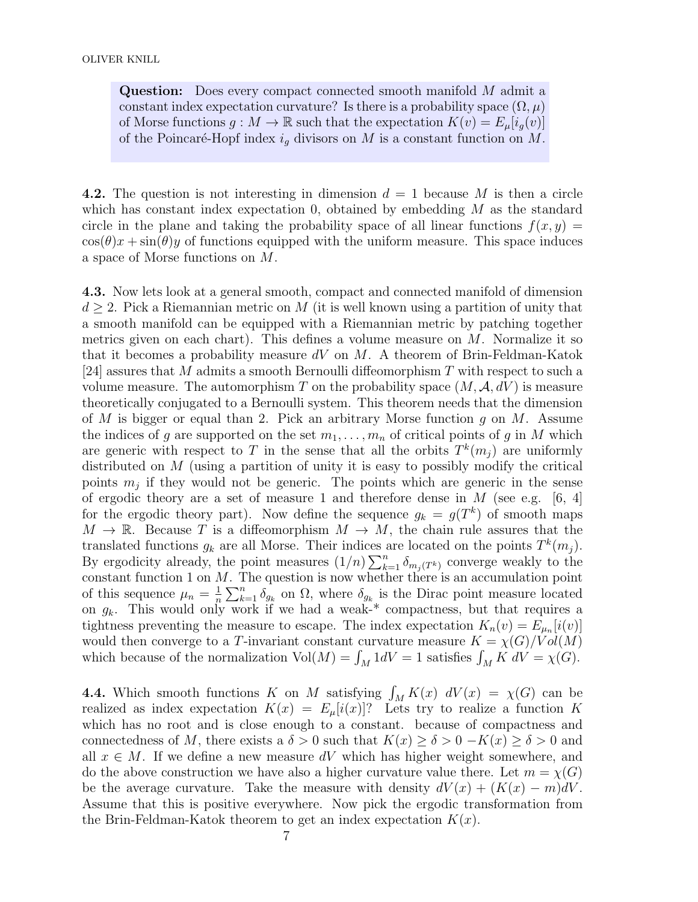**Question:** Does every compact connected smooth manifold $M$ admit a constant index expectation curvature? Is there is a probability space $(\Omega, \mu)$ of Morse functions $g : M \to \mathbb{R}$ such that the expectation $K(v) = E_\mu[i_g(v)]$ of the Poincaré-Hopf index $i_g$ divisors on $M$ is a constant function on $M$.

**4.2.** The question is not interesting in dimension $d = 1$ because $M$ is then a circle which has constant index expectation 0, obtained by embedding $M$ as the standard circle in the plane and taking the probability space of all linear functions $f(x, y) = \cos(\theta)x + \sin(\theta)y$ of functions equipped with the uniform measure. This space induces a space of Morse functions on $M$.

**4.3.** Now lets look at a general smooth, compact and connected manifold of dimension $d \geq 2$. Pick a Riemannian metric on $M$ (it is well known using a partition of unity that a smooth manifold can be equipped with a Riemannian metric by patching together metrics given on each chart). This defines a volume measure on $M$. Normalize it so that it becomes a probability measure $dV$ on $M$. A theorem of Brin-Feldman-Katok [24] assures that $M$ admits a smooth Bernoulli diffeomorphism $T$ with respect to such a volume measure. The automorphism $T$ on the probability space $(M, \mathcal{A}, dV)$ is measure theoretically conjugated to a Bernoulli system. This theorem needs that the dimension of $M$ is bigger or equal than 2. Pick an arbitrary Morse function $g$ on $M$. Assume the indices of $g$ are supported on the set $m_1, \dots, m_n$ of critical points of $g$ in $M$ which are generic with respect to $T$ in the sense that all the orbits $T^k(m_j)$ are uniformly distributed on $M$ (using a partition of unity it is easy to possibly modify the critical points $m_j$ if they would not be generic. The points which are generic in the sense of ergodic theory are a set of measure 1 and therefore dense in $M$ (see e.g. [6, 4] for the ergodic theory part). Now define the sequence $g_k = g(T^k)$ of smooth maps $M \to \mathbb{R}$. Because $T$ is a diffeomorphism $M \to M$, the chain rule assures that the translated functions $g_k$ are all Morse. Their indices are located on the points $T^k(m_j)$. By ergodicity already, the point measures $(1/n)\sum_{k=1}^{n} \delta_{m_j(T^k)}$ converge weakly to the constant function 1 on $M$. The question is now whether there is an accumulation point of this sequence $\mu_n = \frac{1}{n}\sum_{k=1}^{n} \delta_{g_k}$ on $\Omega$, where $\delta_{g_k}$ is the Dirac point measure located on $g_k$. This would only work if we had a weak-* compactness, but that requires a tightness preventing the measure to escape. The index expectation $K_n(v) = E_{\mu_n}[i(v)]$ would then converge to a $T$-invariant constant curvature measure $K = \chi(G)/Vol(M)$ which because of the normalization $\text{Vol}(M) = \int_M 1 dV = 1$ satisfies $\int_M K \, dV = \chi(G)$.

**4.4.** Which smooth functions $K$ on $M$ satisfying $\int_M K(x) \, dV(x) = \chi(G)$ can be realized as index expectation $K(x) = E_\mu[i(x)]$? Lets try to realize a function $K$ which has no root and is close enough to a constant. because of compactness and connectedness of $M$, there exists a $\delta > 0$ such that $K(x) \geq \delta > 0$ $-K(x) \geq \delta > 0$ and all $x \in M$. If we define a new measure $dV$ which has higher weight somewhere, and do the above construction we have also a higher curvature value there. Let $m = \chi(G)$ be the average curvature. Take the measure with density $dV(x) + (K(x) - m)dV$. Assume that this is positive everywhere. Now pick the ergodic transformation from the Brin-Feldman-Katok theorem to get an index expectation $K(x)$.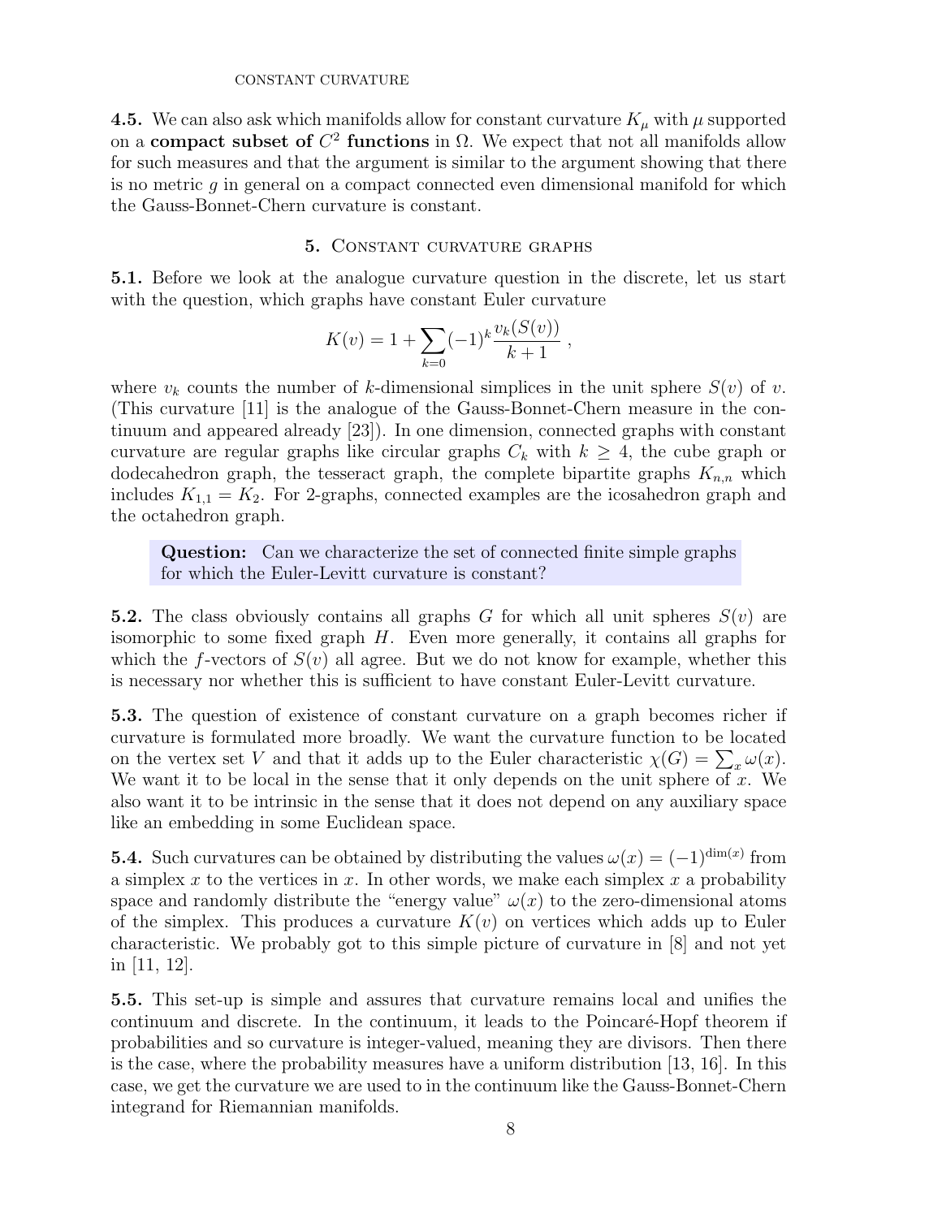**4.5.** We can also ask which manifolds allow for constant curvature $K_\mu$ with $\mu$ supported on a **compact subset of $C^2$ functions** in $\Omega$. We expect that not all manifolds allow for such measures and that the argument is similar to the argument showing that there is no metric $g$ in general on a compact connected even dimensional manifold for which the Gauss-Bonnet-Chern curvature is constant.

## 5. Constant curvature graphs

**5.1.** Before we look at the analogue curvature question in the discrete, let us start with the question, which graphs have constant Euler curvature

$$K(v) = 1 + \sum_{k=0} (-1)^k \frac{v_k(S(v))}{k+1} ,$$

where $v_k$ counts the number of $k$-dimensional simplices in the unit sphere $S(v)$ of $v$. (This curvature [11] is the analogue of the Gauss-Bonnet-Chern measure in the continuum and appeared already [23]). In one dimension, connected graphs with constant curvature are regular graphs like circular graphs $C_k$ with $k \geq 4$, the cube graph or dodecahedron graph, the tesseract graph, the complete bipartite graphs $K_{n,n}$ which includes $K_{1,1} = K_2$. For 2-graphs, connected examples are the icosahedron graph and the octahedron graph.

> **Question:** Can we characterize the set of connected finite simple graphs for which the Euler-Levitt curvature is constant?

**5.2.** The class obviously contains all graphs $G$ for which all unit spheres $S(v)$ are isomorphic to some fixed graph $H$. Even more generally, it contains all graphs for which the $f$-vectors of $S(v)$ all agree. But we do not know for example, whether this is necessary nor whether this is sufficient to have constant Euler-Levitt curvature.

**5.3.** The question of existence of constant curvature on a graph becomes richer if curvature is formulated more broadly. We want the curvature function to be located on the vertex set $V$ and that it adds up to the Euler characteristic $\chi(G) = \sum_x \omega(x)$. We want it to be local in the sense that it only depends on the unit sphere of $x$. We also want it to be intrinsic in the sense that it does not depend on any auxiliary space like an embedding in some Euclidean space.

**5.4.** Such curvatures can be obtained by distributing the values $\omega(x) = (-1)^{\dim(x)}$ from a simplex $x$ to the vertices in $x$. In other words, we make each simplex $x$ a probability space and randomly distribute the "energy value" $\omega(x)$ to the zero-dimensional atoms of the simplex. This produces a curvature $K(v)$ on vertices which adds up to Euler characteristic. We probably got to this simple picture of curvature in [8] and not yet in [11, 12].

**5.5.** This set-up is simple and assures that curvature remains local and unifies the continuum and discrete. In the continuum, it leads to the Poincaré-Hopf theorem if probabilities and so curvature is integer-valued, meaning they are divisors. Then there is the case, where the probability measures have a uniform distribution [13, 16]. In this case, we get the curvature we are used to in the continuum like the Gauss-Bonnet-Chern integrand for Riemannian manifolds.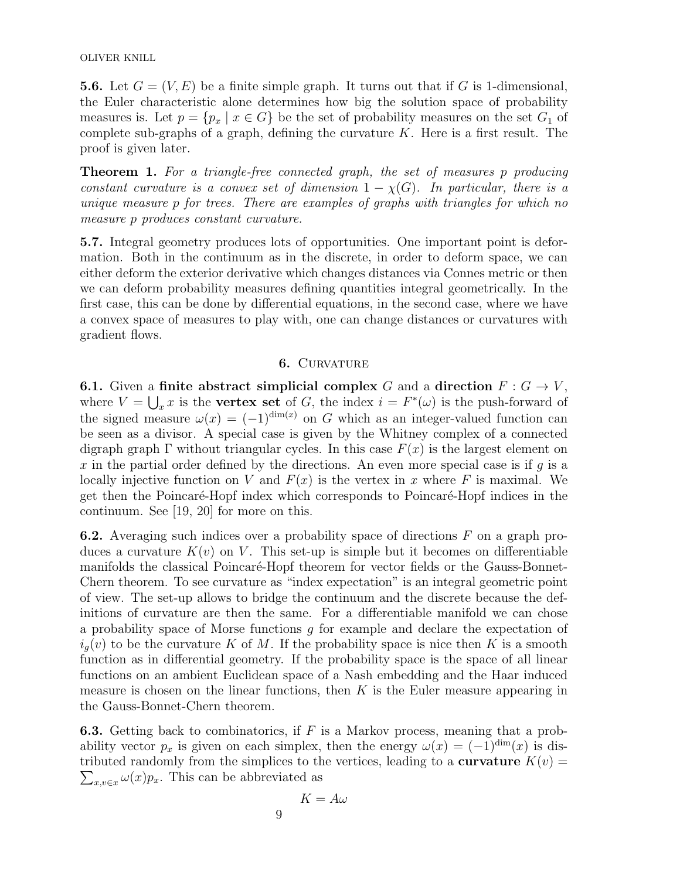**5.6.** Let $G = (V, E)$ be a finite simple graph. It turns out that if $G$ is 1-dimensional, the Euler characteristic alone determines how big the solution space of probability measures is. Let $p = \{p_x \mid x \in G\}$ be the set of probability measures on the set $G_1$ of complete sub-graphs of a graph, defining the curvature $K$. Here is a first result. The proof is given later.

**Theorem 1.** *For a triangle-free connected graph, the set of measures $p$ producing constant curvature is a convex set of dimension $1 - \chi(G)$. In particular, there is a unique measure $p$ for trees. There are examples of graphs with triangles for which no measure $p$ produces constant curvature.*

**5.7.** Integral geometry produces lots of opportunities. One important point is deformation. Both in the continuum as in the discrete, in order to deform space, we can either deform the exterior derivative which changes distances via Connes metric or then we can deform probability measures defining quantities integral geometrically. In the first case, this can be done by differential equations, in the second case, where we have a convex space of measures to play with, one can change distances or curvatures with gradient flows.

## 6. Curvature

**6.1.** Given a **finite abstract simplicial complex** $G$ and a **direction** $F : G \to V$, where $V = \bigcup_x x$ is the **vertex set** of $G$, the index $i = F^*(\omega)$ is the push-forward of the signed measure $\omega(x) = (-1)^{\dim(x)}$ on $G$ which as an integer-valued function can be seen as a divisor. A special case is given by the Whitney complex of a connected digraph graph $\Gamma$ without triangular cycles. In this case $F(x)$ is the largest element on $x$ in the partial order defined by the directions. An even more special case is if $g$ is a locally injective function on $V$ and $F(x)$ is the vertex in $x$ where $F$ is maximal. We get then the Poincaré-Hopf index which corresponds to Poincaré-Hopf indices in the continuum. See [19, 20] for more on this.

**6.2.** Averaging such indices over a probability space of directions $F$ on a graph produces a curvature $K(v)$ on $V$. This set-up is simple but it becomes on differentiable manifolds the classical Poincaré-Hopf theorem for vector fields or the Gauss-Bonnet-Chern theorem. To see curvature as "index expectation" is an integral geometric point of view. The set-up allows to bridge the continuum and the discrete because the definitions of curvature are then the same. For a differentiable manifold we can chose a probability space of Morse functions $g$ for example and declare the expectation of $i_g(v)$ to be the curvature $K$ of $M$. If the probability space is nice then $K$ is a smooth function as in differential geometry. If the probability space is the space of all linear functions on an ambient Euclidean space of a Nash embedding and the Haar induced measure is chosen on the linear functions, then $K$ is the Euler measure appearing in the Gauss-Bonnet-Chern theorem.

**6.3.** Getting back to combinatorics, if $F$ is a Markov process, meaning that a probability vector $p_x$ is given on each simplex, then the energy $\omega(x) = (-1)^{\dim}(x)$ is distributed randomly from the simplices to the vertices, leading to a **curvature** $K(v) = \sum_{x,v \in x} \omega(x) p_x$. This can be abbreviated as

$$K = A\omega$$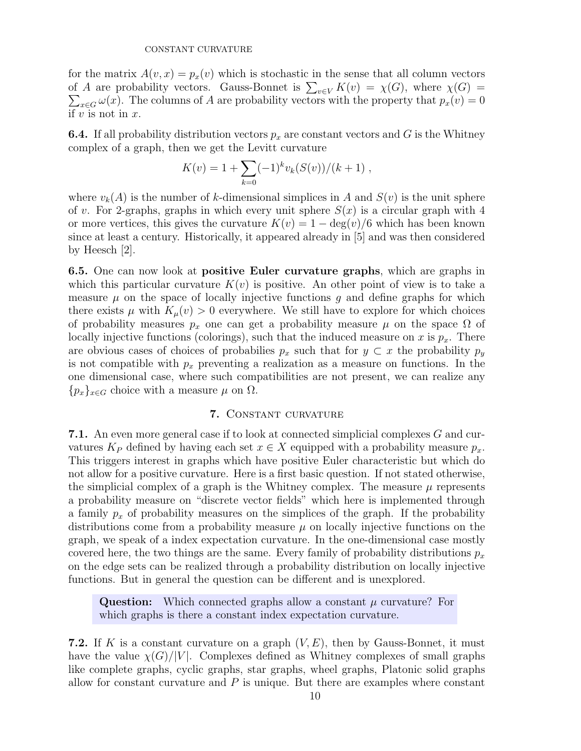for the matrix $A(v, x) = p_x(v)$ which is stochastic in the sense that all column vectors of $A$ are probability vectors. Gauss-Bonnet is $\sum_{v \in V} K(v) = \chi(G)$, where $\chi(G) = \sum_{x \in G} \omega(x)$. The columns of $A$ are probability vectors with the property that $p_x(v) = 0$ if $v$ is not in $x$.

**6.4.** If all probability distribution vectors $p_x$ are constant vectors and $G$ is the Whitney complex of a graph, then we get the Levitt curvature

$$K(v) = 1 + \sum_{k=0} (-1)^k v_k(S(v))/(k+1) ,$$

where $v_k(A)$ is the number of $k$-dimensional simplices in $A$ and $S(v)$ is the unit sphere of $v$. For 2-graphs, graphs in which every unit sphere $S(x)$ is a circular graph with 4 or more vertices, this gives the curvature $K(v) = 1 - \deg(v)/6$ which has been known since at least a century. Historically, it appeared already in [5] and was then considered by Heesch [2].

**6.5.** One can now look at **positive Euler curvature graphs**, which are graphs in which this particular curvature $K(v)$ is positive. An other point of view is to take a measure $\mu$ on the space of locally injective functions $g$ and define graphs for which there exists $\mu$ with $K_\mu(v) > 0$ everywhere. We still have to explore for which choices of probability measures $p_x$ one can get a probability measure $\mu$ on the space $\Omega$ of locally injective functions (colorings), such that the induced measure on $x$ is $p_x$. There are obvious cases of choices of probabilies $p_x$ such that for $y \subset x$ the probability $p_y$ is not compatible with $p_x$ preventing a realization as a measure on functions. In the one dimensional case, where such compatibilities are not present, we can realize any $\{p_x\}_{x \in G}$ choice with a measure $\mu$ on $\Omega$.

## 7. Constant curvature

**7.1.** An even more general case if to look at connected simplicial complexes $G$ and curvatures $K_P$ defined by having each set $x \in X$ equipped with a probability measure $p_x$. This triggers interest in graphs which have positive Euler characteristic but which do not allow for a positive curvature. Here is a first basic question. If not stated otherwise, the simplicial complex of a graph is the Whitney complex. The measure $\mu$ represents a probability measure on "discrete vector fields" which here is implemented through a family $p_x$ of probability measures on the simplices of the graph. If the probability distributions come from a probability measure $\mu$ on locally injective functions on the graph, we speak of a index expectation curvature. In the one-dimensional case mostly covered here, the two things are the same. Every family of probability distributions $p_x$ on the edge sets can be realized through a probability distribution on locally injective functions. But in general the question can be different and is unexplored.

> **Question:** Which connected graphs allow a constant $\mu$ curvature? For which graphs is there a constant index expectation curvature.

**7.2.** If $K$ is a constant curvature on a graph $(V, E)$, then by Gauss-Bonnet, it must have the value $\chi(G)/|V|$. Complexes defined as Whitney complexes of small graphs like complete graphs, cyclic graphs, star graphs, wheel graphs, Platonic solid graphs allow for constant curvature and $P$ is unique. But there are examples where constant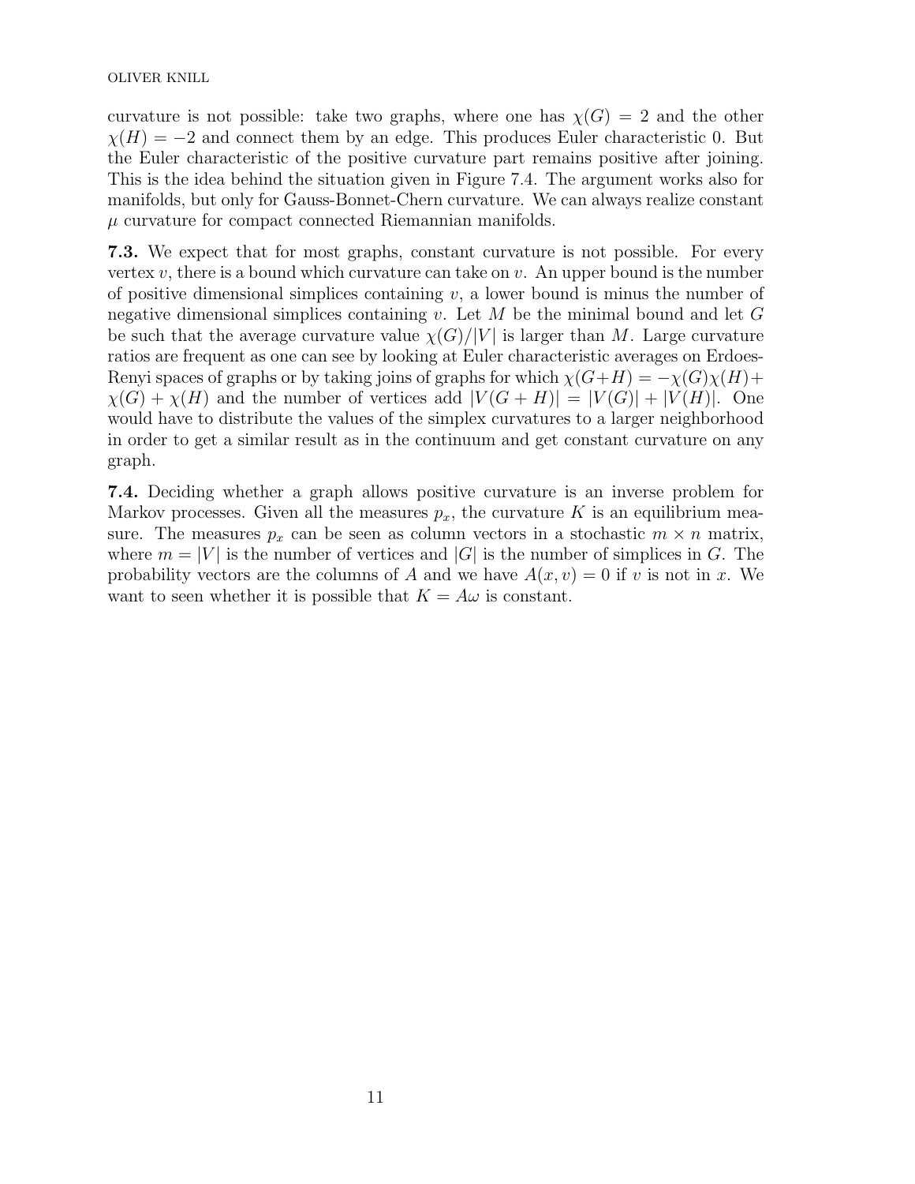curvature is not possible: take two graphs, where one has $\chi(G) = 2$ and the other $\chi(H) = -2$ and connect them by an edge. This produces Euler characteristic 0. But the Euler characteristic of the positive curvature part remains positive after joining. This is the idea behind the situation given in Figure 7.4. The argument works also for manifolds, but only for Gauss-Bonnet-Chern curvature. We can always realize constant $\mu$ curvature for compact connected Riemannian manifolds.

**7.3.** We expect that for most graphs, constant curvature is not possible. For every vertex $v$, there is a bound which curvature can take on $v$. An upper bound is the number of positive dimensional simplices containing $v$, a lower bound is minus the number of negative dimensional simplices containing $v$. Let $M$ be the minimal bound and let $G$ be such that the average curvature value $\chi(G)/|V|$ is larger than $M$. Large curvature ratios are frequent as one can see by looking at Euler characteristic averages on Erdoes-Renyi spaces of graphs or by taking joins of graphs for which $\chi(G+H) = -\chi(G)\chi(H) + \chi(G) + \chi(H)$ and the number of vertices add $|V(G+H)| = |V(G)| + |V(H)|$. One would have to distribute the values of the simplex curvatures to a larger neighborhood in order to get a similar result as in the continuum and get constant curvature on any graph.

**7.4.** Deciding whether a graph allows positive curvature is an inverse problem for Markov processes. Given all the measures $p_x$, the curvature $K$ is an equilibrium measure. The measures $p_x$ can be seen as column vectors in a stochastic $m \times n$ matrix, where $m = |V|$ is the number of vertices and $|G|$ is the number of simplices in $G$. The probability vectors are the columns of $A$ and we have $A(x, v) = 0$ if $v$ is not in $x$. We want to seen whether it is possible that $K = A\omega$ is constant.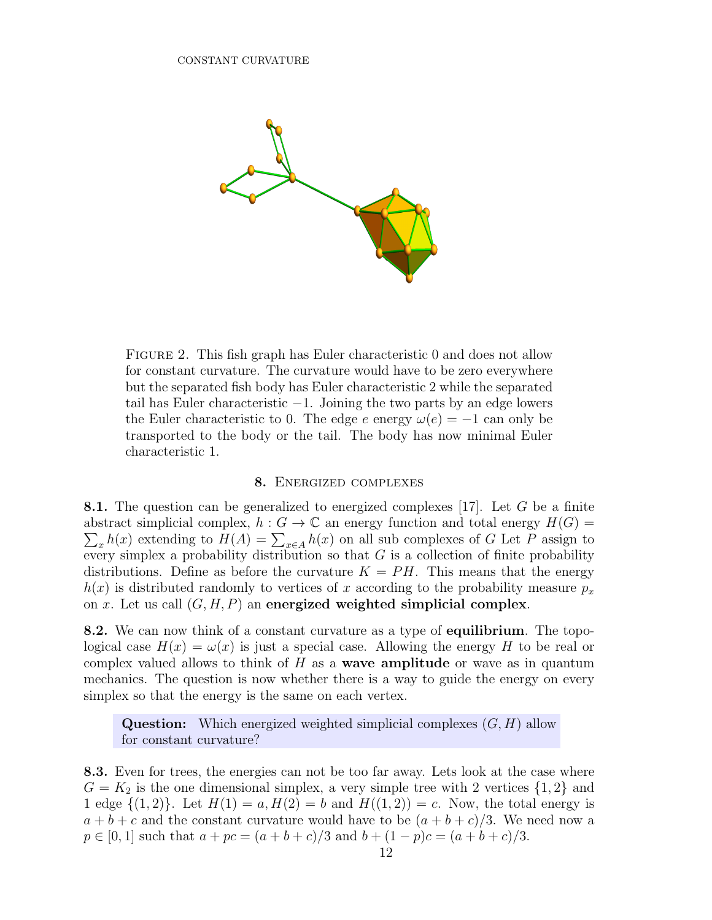FIGURE 2. This fish graph has Euler characteristic 0 and does not allow for constant curvature. The curvature would have to be zero everywhere but the separated fish body has Euler characteristic 2 while the separated tail has Euler characteristic $-1$. Joining the two parts by an edge lowers the Euler characteristic to 0. The edge $e$ energy $\omega(e) = -1$ can only be transported to the body or the tail. The body has now minimal Euler characteristic 1.

## 8. Energized complexes

**8.1.** The question can be generalized to energized complexes [17]. Let $G$ be a finite abstract simplicial complex, $h : G \to \mathbb{C}$ an energy function and total energy $H(G) = \sum_x h(x)$ extending to $H(A) = \sum_{x \in A} h(x)$ on all sub complexes of $G$ Let $P$ assign to every simplex a probability distribution so that $G$ is a collection of finite probability distributions. Define as before the curvature $K = PH$. This means that the energy $h(x)$ is distributed randomly to vertices of $x$ according to the probability measure $p_x$ on $x$. Let us call $(G, H, P)$ an **energized weighted simplicial complex**.

**8.2.** We can now think of a constant curvature as a type of **equilibrium**. The topological case $H(x) = \omega(x)$ is just a special case. Allowing the energy $H$ to be real or complex valued allows to think of $H$ as a **wave amplitude** or wave as in quantum mechanics. The question is now whether there is a way to guide the energy on every simplex so that the energy is the same on each vertex.

> **Question:** Which energized weighted simplicial complexes $(G, H)$ allow for constant curvature?

**8.3.** Even for trees, the energies can not be too far away. Lets look at the case where $G = K_2$ is the one dimensional simplex, a very simple tree with 2 vertices $\{1, 2\}$ and 1 edge $\{(1, 2)\}$. Let $H(1) = a, H(2) = b$ and $H((1, 2)) = c$. Now, the total energy is $a + b + c$ and the constant curvature would have to be $(a + b + c)/3$. We need now a $p \in [0, 1]$ such that $a + pc = (a + b + c)/3$ and $b + (1 - p)c = (a + b + c)/3$.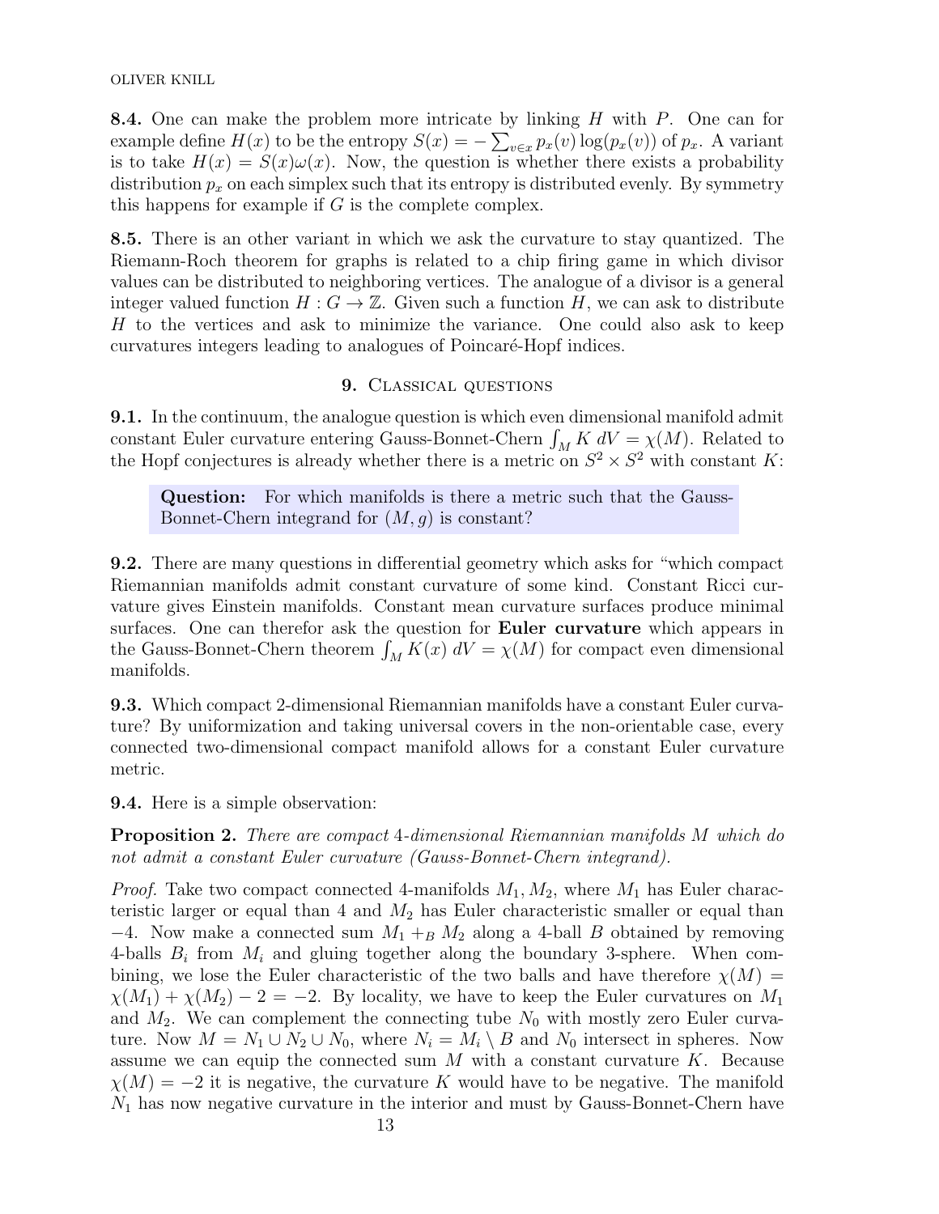**8.4.** One can make the problem more intricate by linking $H$ with $P$. One can for example define $H(x)$ to be the entropy $S(x) = -\sum_{v \in x} p_x(v) \log(p_x(v))$ of $p_x$. A variant is to take $H(x) = S(x)\omega(x)$. Now, the question is whether there exists a probability distribution $p_x$ on each simplex such that its entropy is distributed evenly. By symmetry this happens for example if $G$ is the complete complex.

**8.5.** There is an other variant in which we ask the curvature to stay quantized. The Riemann-Roch theorem for graphs is related to a chip firing game in which divisor values can be distributed to neighboring vertices. The analogue of a divisor is a general integer valued function $H : G \to \mathbb{Z}$. Given such a function $H$, we can ask to distribute $H$ to the vertices and ask to minimize the variance. One could also ask to keep curvatures integers leading to analogues of Poincaré-Hopf indices.

## 9. Classical questions

**9.1.** In the continuum, the analogue question is which even dimensional manifold admit constant Euler curvature entering Gauss-Bonnet-Chern $\int_M K \, dV = \chi(M)$. Related to the Hopf conjectures is already whether there is a metric on $S^2 \times S^2$ with constant $K$:

> **Question:** For which manifolds is there a metric such that the Gauss-Bonnet-Chern integrand for $(M, g)$ is constant?

**9.2.** There are many questions in differential geometry which asks for "which compact Riemannian manifolds admit constant curvature of some kind. Constant Ricci curvature gives Einstein manifolds. Constant mean curvature surfaces produce minimal surfaces. One can therefor ask the question for **Euler curvature** which appears in the Gauss-Bonnet-Chern theorem $\int_M K(x) \, dV = \chi(M)$ for compact even dimensional manifolds.

**9.3.** Which compact 2-dimensional Riemannian manifolds have a constant Euler curvature? By uniformization and taking universal covers in the non-orientable case, every connected two-dimensional compact manifold allows for a constant Euler curvature metric.

**9.4.** Here is a simple observation:

**Proposition 2.** *There are compact 4-dimensional Riemannian manifolds $M$ which do not admit a constant Euler curvature (Gauss-Bonnet-Chern integrand).*

*Proof.* Take two compact connected 4-manifolds $M_1, M_2$, where $M_1$ has Euler characteristic larger or equal than 4 and $M_2$ has Euler characteristic smaller or equal than $-4$. Now make a connected sum $M_1 +_B M_2$ along a 4-ball $B$ obtained by removing 4-balls $B_i$ from $M_i$ and gluing together along the boundary 3-sphere. When combining, we lose the Euler characteristic of the two balls and have therefore $\chi(M) = \chi(M_1) + \chi(M_2) - 2 = -2$. By locality, we have to keep the Euler curvatures on $M_1$ and $M_2$. We can complement the connecting tube $N_0$ with mostly zero Euler curvature. Now $M = N_1 \cup N_2 \cup N_0$, where $N_i = M_i \setminus B$ and $N_0$ intersect in spheres. Now assume we can equip the connected sum $M$ with a constant curvature $K$. Because $\chi(M) = -2$ it is negative, the curvature $K$ would have to be negative. The manifold $N_1$ has now negative curvature in the interior and must by Gauss-Bonnet-Chern have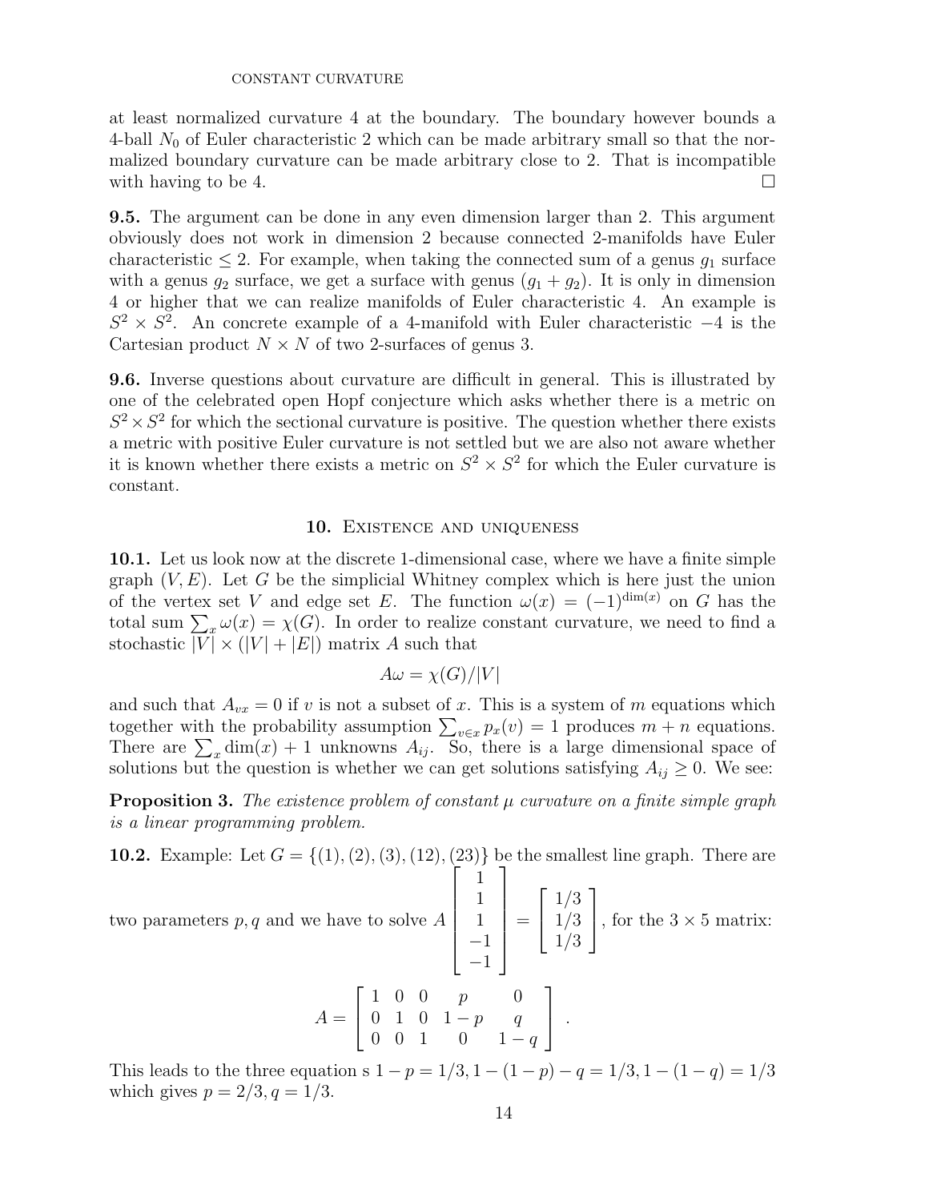at least normalized curvature 4 at the boundary. The boundary however bounds a 4-ball $N_0$ of Euler characteristic 2 which can be made arbitrary small so that the normalized boundary curvature can be made arbitrary close to 2. That is incompatible with having to be 4. $\square$

**9.5.** The argument can be done in any even dimension larger than 2. This argument obviously does not work in dimension 2 because connected 2-manifolds have Euler characteristic $\leq 2$. For example, when taking the connected sum of a genus $g_1$ surface with a genus $g_2$ surface, we get a surface with genus $(g_1 + g_2)$. It is only in dimension 4 or higher that we can realize manifolds of Euler characteristic 4. An example is $S^2 \times S^2$. An concrete example of a 4-manifold with Euler characteristic $-4$ is the Cartesian product $N \times N$ of two 2-surfaces of genus 3.

**9.6.** Inverse questions about curvature are difficult in general. This is illustrated by one of the celebrated open Hopf conjecture which asks whether there is a metric on $S^2 \times S^2$ for which the sectional curvature is positive. The question whether there exists a metric with positive Euler curvature is not settled but we are also not aware whether it is known whether there exists a metric on $S^2 \times S^2$ for which the Euler curvature is constant.

## 10. Existence and uniqueness

**10.1.** Let us look now at the discrete 1-dimensional case, where we have a finite simple graph $(V, E)$. Let $G$ be the simplicial Whitney complex which is here just the union of the vertex set $V$ and edge set $E$. The function $\omega(x) = (-1)^{\dim(x)}$ on $G$ has the total sum $\sum_x \omega(x) = \chi(G)$. In order to realize constant curvature, we need to find a stochastic $|V| \times (|V| + |E|)$ matrix $A$ such that

$$A\omega = \chi(G)/|V|$$

and such that $A_{vx} = 0$ if $v$ is not a subset of $x$. This is a system of $m$ equations which together with the probability assumption $\sum_{v \in x} p_x(v) = 1$ produces $m + n$ equations. There are $\sum_x \dim(x) + 1$ unknowns $A_{ij}$. So, there is a large dimensional space of solutions but the question is whether we can get solutions satisfying $A_{ij} \geq 0$. We see:

**Proposition 3.** *The existence problem of constant $\mu$ curvature on a finite simple graph is a linear programming problem.*

**10.2.** Example: Let $G = \{(1), (2), (3), (12), (23)\}$ be the smallest line graph. There are two parameters $p, q$ and we have to solve $A \begin{bmatrix} 1 \\ 1 \\ 1 \\ -1 \\ -1 \end{bmatrix} = \begin{bmatrix} 1/3 \\ 1/3 \\ 1/3 \end{bmatrix}$, for the $3 \times 5$ matrix:

$$A = \begin{bmatrix} 1 & 0 & 0 & p & 0 \\ 0 & 1 & 0 & 1-p & q \\ 0 & 0 & 1 & 0 & 1-q \end{bmatrix} .$$

This leads to the three equation s $1 - p = 1/3, 1 - (1 - p) - q = 1/3, 1 - (1 - q) = 1/3$ which gives $p = 2/3, q = 1/3$.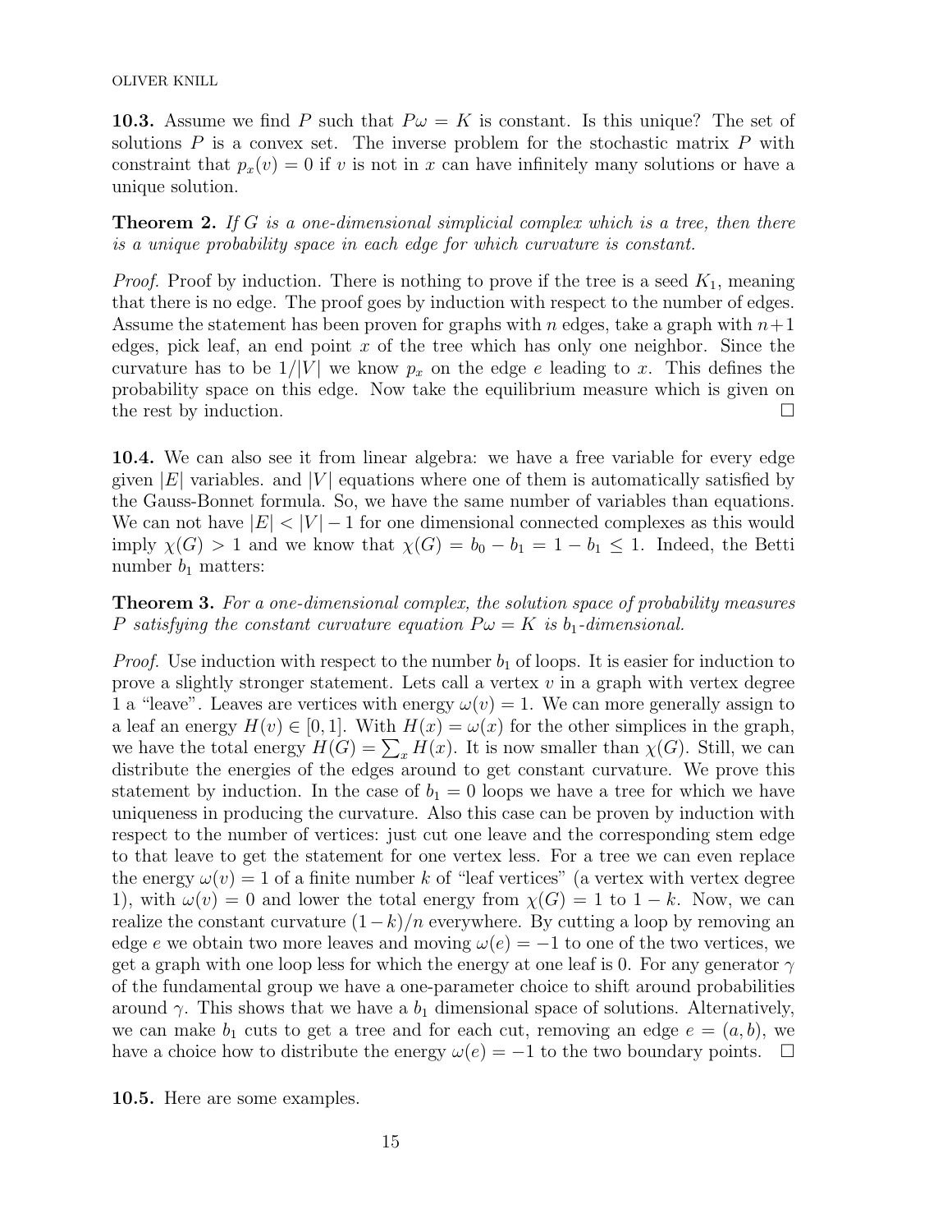**10.3.** Assume we find $P$ such that $P\omega = K$ is constant. Is this unique? The set of solutions $P$ is a convex set. The inverse problem for the stochastic matrix $P$ with constraint that $p_x(v) = 0$ if $v$ is not in $x$ can have infinitely many solutions or have a unique solution.

**Theorem 2.** *If $G$ is a one-dimensional simplicial complex which is a tree, then there is a unique probability space in each edge for which curvature is constant.*

*Proof.* Proof by induction. There is nothing to prove if the tree is a seed $K_1$, meaning that there is no edge. The proof goes by induction with respect to the number of edges. Assume the statement has been proven for graphs with $n$ edges, take a graph with $n+1$ edges, pick leaf, an end point $x$ of the tree which has only one neighbor. Since the curvature has to be $1/|V|$ we know $p_x$ on the edge $e$ leading to $x$. This defines the probability space on this edge. Now take the equilibrium measure which is given on the rest by induction. □

**10.4.** We can also see it from linear algebra: we have a free variable for every edge given $|E|$ variables. and $|V|$ equations where one of them is automatically satisfied by the Gauss-Bonnet formula. So, we have the same number of variables than equations. We can not have $|E| < |V| - 1$ for one dimensional connected complexes as this would imply $\chi(G) > 1$ and we know that $\chi(G) = b_0 - b_1 = 1 - b_1 \leq 1$. Indeed, the Betti number $b_1$ matters:

**Theorem 3.** *For a one-dimensional complex, the solution space of probability measures $P$ satisfying the constant curvature equation $P\omega = K$ is $b_1$-dimensional.*

*Proof.* Use induction with respect to the number $b_1$ of loops. It is easier for induction to prove a slightly stronger statement. Lets call a vertex $v$ in a graph with vertex degree 1 a "leave". Leaves are vertices with energy $\omega(v) = 1$. We can more generally assign to a leaf an energy $H(v) \in [0, 1]$. With $H(x) = \omega(x)$ for the other simplices in the graph, we have the total energy $H(G) = \sum_x H(x)$. It is now smaller than $\chi(G)$. Still, we can distribute the energies of the edges around to get constant curvature. We prove this statement by induction. In the case of $b_1 = 0$ loops we have a tree for which we have uniqueness in producing the curvature. Also this case can be proven by induction with respect to the number of vertices: just cut one leave and the corresponding stem edge to that leave to get the statement for one vertex less. For a tree we can even replace the energy $\omega(v) = 1$ of a finite number $k$ of "leaf vertices" (a vertex with vertex degree 1), with $\omega(v) = 0$ and lower the total energy from $\chi(G) = 1$ to $1 - k$. Now, we can realize the constant curvature $(1-k)/n$ everywhere. By cutting a loop by removing an edge $e$ we obtain two more leaves and moving $\omega(e) = -1$ to one of the two vertices, we get a graph with one loop less for which the energy at one leaf is 0. For any generator $\gamma$ of the fundamental group we have a one-parameter choice to shift around probabilities around $\gamma$. This shows that we have a $b_1$ dimensional space of solutions. Alternatively, we can make $b_1$ cuts to get a tree and for each cut, removing an edge $e = (a, b)$, we have a choice how to distribute the energy $\omega(e) = -1$ to the two boundary points. □

**10.5.** Here are some examples.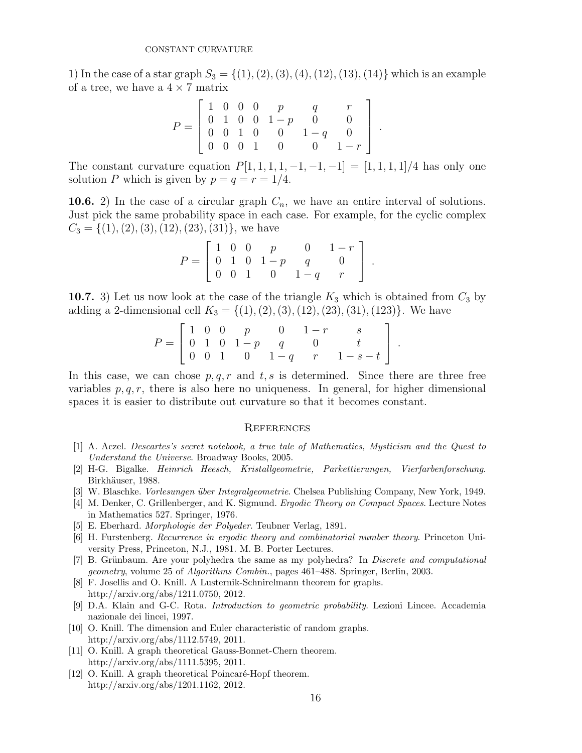1) In the case of a star graph $S_3 = \{(1), (2), (3), (4), (12), (13), (14)\}$ which is an example of a tree, we have a $4 \times 7$ matrix

$$P = \begin{bmatrix} 1 & 0 & 0 & 0 & p & q & r \\ 0 & 1 & 0 & 0 & 1-p & 0 & 0 \\ 0 & 0 & 1 & 0 & 0 & 1-q & 0 \\ 0 & 0 & 0 & 1 & 0 & 0 & 1-r \end{bmatrix} .$$

The constant curvature equation $P[1, 1, 1, 1, -1, -1, -1] = [1, 1, 1, 1]/4$ has only one solution $P$ which is given by $p = q = r = 1/4$.

**10.6.** 2) In the case of a circular graph $C_n$, we have an entire interval of solutions. Just pick the same probability space in each case. For example, for the cyclic complex $C_3 = \{(1), (2), (3), (12), (23), (31)\}$, we have

$$P = \begin{bmatrix} 1 & 0 & 0 & p & 0 & 1-r \\ 0 & 1 & 0 & 1-p & q & 0 \\ 0 & 0 & 1 & 0 & 1-q & r \end{bmatrix} .$$

**10.7.** 3) Let us now look at the case of the triangle $K_3$ which is obtained from $C_3$ by adding a 2-dimensional cell $K_3 = \{(1), (2), (3), (12), (23), (31), (123)\}$. We have

$$P = \begin{bmatrix} 1 & 0 & 0 & p & 0 & 1-r & s \\ 0 & 1 & 0 & 1-p & q & 0 & t \\ 0 & 0 & 1 & 0 & 1-q & r & 1-s-t \end{bmatrix} .$$

In this case, we can chose $p, q, r$ and $t, s$ is determined. Since there are three free variables $p, q, r$, there is also here no uniqueness. In general, for higher dimensional spaces it is easier to distribute out curvature so that it becomes constant.

## References

[1] A. Aczel. *Descartes's secret notebook, a true tale of Mathematics, Mysticism and the Quest to Understand the Universe*. Broadway Books, 2005.

[2] H-G. Bigalke. *Heinrich Heesch, Kristallgeometrie, Parkettierungen, Vierfarbenforschung*. Birkhäuser, 1988.

[3] W. Blaschke. *Vorlesungen über Integralgeometrie*. Chelsea Publishing Company, New York, 1949.

[4] M. Denker, C. Grillenberger, and K. Sigmund. *Ergodic Theory on Compact Spaces*. Lecture Notes in Mathematics 527. Springer, 1976.

[5] E. Eberhard. *Morphologie der Polyeder*. Teubner Verlag, 1891.

[6] H. Furstenberg. *Recurrence in ergodic theory and combinatorial number theory*. Princeton University Press, Princeton, N.J., 1981. M. B. Porter Lectures.

[7] B. Grünbaum. Are your polyhedra the same as my polyhedra? In *Discrete and computational geometry*, volume 25 of *Algorithms Combin.*, pages 461–488. Springer, Berlin, 2003.

[8] F. Josellis and O. Knill. A Lusternik-Schnirelmann theorem for graphs. http://arxiv.org/abs/1211.0750, 2012.

[9] D.A. Klain and G-C. Rota. *Introduction to geometric probability*. Lezioni Lincee. Accademia nazionale dei lincei, 1997.

[10] O. Knill. The dimension and Euler characteristic of random graphs. http://arxiv.org/abs/1112.5749, 2011.

[11] O. Knill. A graph theoretical Gauss-Bonnet-Chern theorem. http://arxiv.org/abs/1111.5395, 2011.

[12] O. Knill. A graph theoretical Poincaré-Hopf theorem. http://arxiv.org/abs/1201.1162, 2012.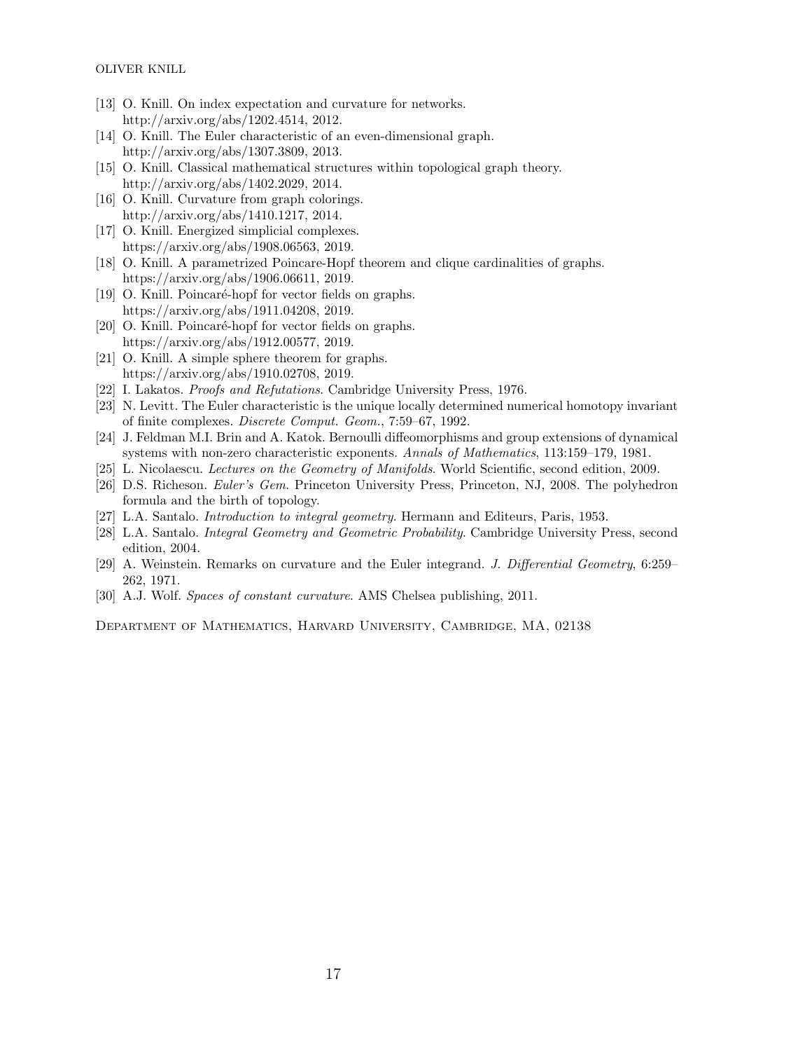[13] O. Knill. On index expectation and curvature for networks. http://arxiv.org/abs/1202.4514, 2012.

[14] O. Knill. The Euler characteristic of an even-dimensional graph. http://arxiv.org/abs/1307.3809, 2013.

[15] O. Knill. Classical mathematical structures within topological graph theory. http://arxiv.org/abs/1402.2029, 2014.

[16] O. Knill. Curvature from graph colorings. http://arxiv.org/abs/1410.1217, 2014.

[17] O. Knill. Energized simplicial complexes. https://arxiv.org/abs/1908.06563, 2019.

[18] O. Knill. A parametrized Poincare-Hopf theorem and clique cardinalities of graphs. https://arxiv.org/abs/1906.06611, 2019.

[19] O. Knill. Poincaré-hopf for vector fields on graphs. https://arxiv.org/abs/1911.04208, 2019.

[20] O. Knill. Poincaré-hopf for vector fields on graphs. https://arxiv.org/abs/1912.00577, 2019.

[21] O. Knill. A simple sphere theorem for graphs. https://arxiv.org/abs/1910.02708, 2019.

[22] I. Lakatos. *Proofs and Refutations*. Cambridge University Press, 1976.

[23] N. Levitt. The Euler characteristic is the unique locally determined numerical homotopy invariant of finite complexes. *Discrete Comput. Geom.*, 7:59–67, 1992.

[24] J. Feldman M.I. Brin and A. Katok. Bernoulli diffeomorphisms and group extensions of dynamical systems with non-zero characteristic exponents. *Annals of Mathematics*, 113:159–179, 1981.

[25] L. Nicolaescu. *Lectures on the Geometry of Manifolds*. World Scientific, second edition, 2009.

[26] D.S. Richeson. *Euler's Gem*. Princeton University Press, Princeton, NJ, 2008. The polyhedron formula and the birth of topology.

[27] L.A. Santalo. *Introduction to integral geometry*. Hermann and Editeurs, Paris, 1953.

[28] L.A. Santalo. *Integral Geometry and Geometric Probability*. Cambridge University Press, second edition, 2004.

[29] A. Weinstein. Remarks on curvature and the Euler integrand. *J. Differential Geometry*, 6:259–262, 1971.

[30] A.J. Wolf. *Spaces of constant curvature*. AMS Chelsea publishing, 2011.

Department of Mathematics, Harvard University, Cambridge, MA, 02138